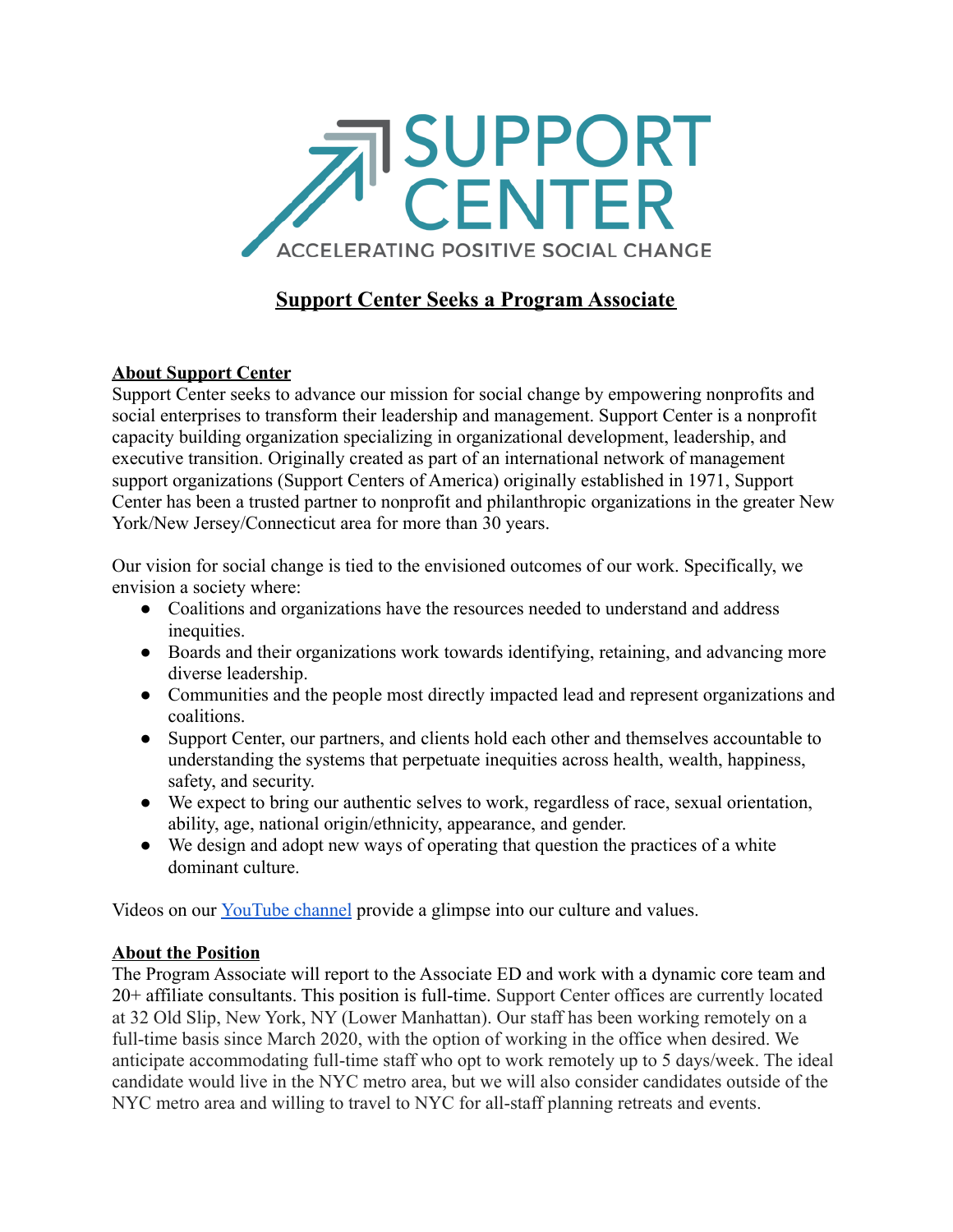SUPPORT CENTER

ACCELERATING POSITIVE SOCIAL CHANGE

# Support Center Seeks a Program Associate

## About Support Center

Support Center seeks to advance our mission for social change by empowering nonprofits and social enterprises to transform their leadership and management. Support Center is a nonprofit capacity building organization specializing in organizational development, leadership, and executive transition. Originally created as part of an international network of management support organizations (Support Centers of America) originally established in 1971, Support Center has been a trusted partner to nonprofit and philanthropic organizations in the greater New York/New Jersey/Connecticut area for more than 30 years.

Our vision for social change is tied to the envisioned outcomes of our work. Specifically, we envision a society where:

- Coalitions and organizations have the resources needed to understand and address inequities.
- Boards and their organizations work towards identifying, retaining, and advancing more diverse leadership.
- Communities and the people most directly impacted lead and represent organizations and coalitions.
- Support Center, our partners, and clients hold each other and themselves accountable to understanding the systems that perpetuate inequities across health, wealth, happiness, safety, and security.
- We expect to bring our authentic selves to work, regardless of race, sexual orientation, ability, age, national origin/ethnicity, appearance, and gender.
- We design and adopt new ways of operating that question the practices of a white dominant culture.

Videos on our YouTube channel provide a glimpse into our culture and values.

## About the Position

The Program Associate will report to the Associate ED and work with a dynamic core team and 20+ affiliate consultants. This position is full-time. Support Center offices are currently located at 32 Old Slip, New York, NY (Lower Manhattan). Our staff has been working remotely on a full-time basis since March 2020, with the option of working in the office when desired. We anticipate accommodating full-time staff who opt to work remotely up to 5 days/week. The ideal candidate would live in the NYC metro area, but we will also consider candidates outside of the NYC metro area and willing to travel to NYC for all-staff planning retreats and events.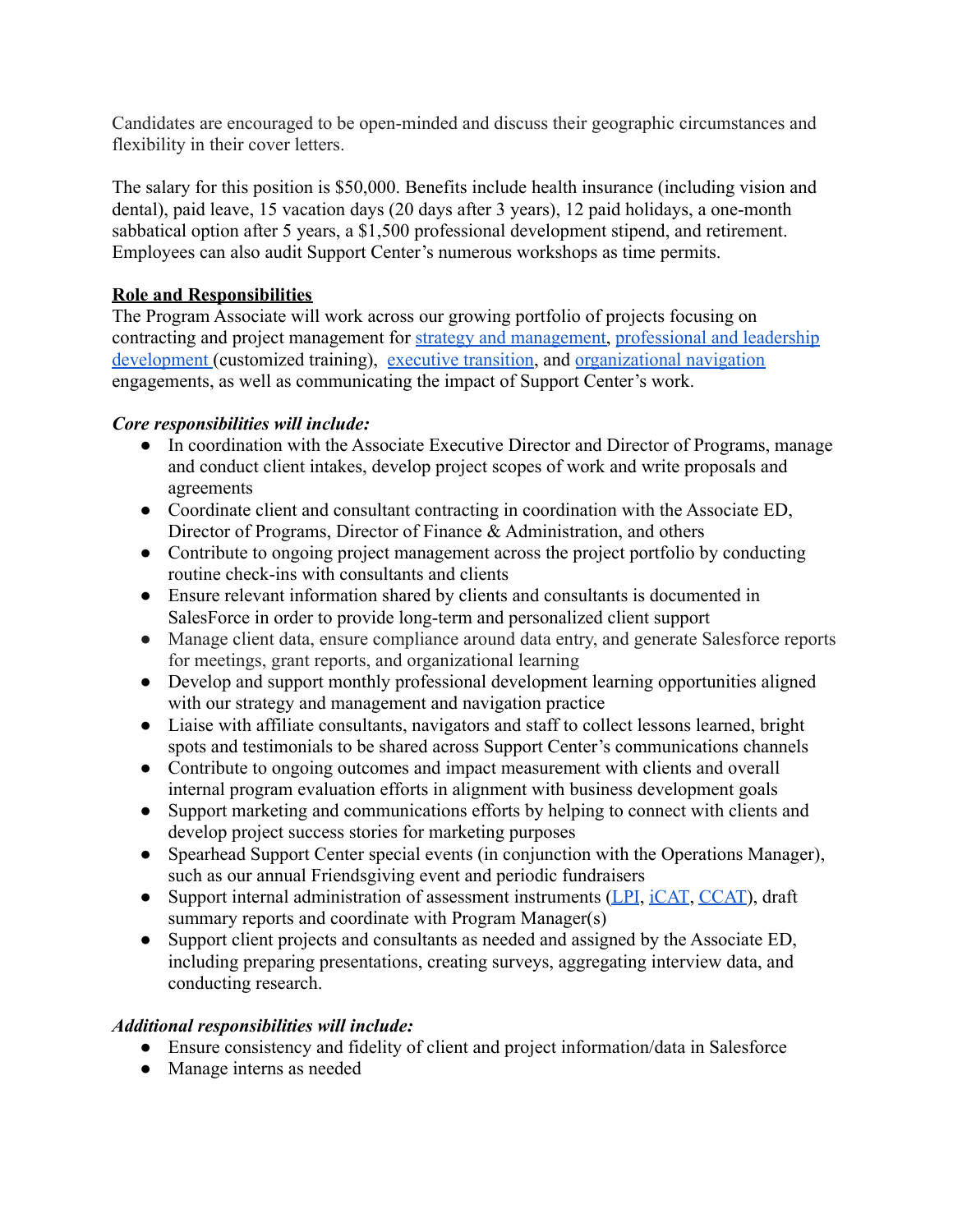Candidates are encouraged to be open-minded and discuss their geographic circumstances and flexibility in their cover letters.

The salary for this position is $50,000. Benefits include health insurance (including vision and dental), paid leave, 15 vacation days (20 days after 3 years), 12 paid holidays, a one-month sabbatical option after 5 years, a $1,500 professional development stipend, and retirement. Employees can also audit Support Center's numerous workshops as time permits.

**Role and Responsibilities**

The Program Associate will work across our growing portfolio of projects focusing on contracting and project management for strategy and management, professional and leadership development (customized training), executive transition, and organizational navigation engagements, as well as communicating the impact of Support Center's work.

***Core responsibilities will include:***

- In coordination with the Associate Executive Director and Director of Programs, manage and conduct client intakes, develop project scopes of work and write proposals and agreements
- Coordinate client and consultant contracting in coordination with the Associate ED, Director of Programs, Director of Finance & Administration, and others
- Contribute to ongoing project management across the project portfolio by conducting routine check-ins with consultants and clients
- Ensure relevant information shared by clients and consultants is documented in SalesForce in order to provide long-term and personalized client support
- Manage client data, ensure compliance around data entry, and generate Salesforce reports for meetings, grant reports, and organizational learning
- Develop and support monthly professional development learning opportunities aligned with our strategy and management and navigation practice
- Liaise with affiliate consultants, navigators and staff to collect lessons learned, bright spots and testimonials to be shared across Support Center's communications channels
- Contribute to ongoing outcomes and impact measurement with clients and overall internal program evaluation efforts in alignment with business development goals
- Support marketing and communications efforts by helping to connect with clients and develop project success stories for marketing purposes
- Spearhead Support Center special events (in conjunction with the Operations Manager), such as our annual Friendsgiving event and periodic fundraisers
- Support internal administration of assessment instruments (LPI, iCAT, CCAT), draft summary reports and coordinate with Program Manager(s)
- Support client projects and consultants as needed and assigned by the Associate ED, including preparing presentations, creating surveys, aggregating interview data, and conducting research.

***Additional responsibilities will include:***

- Ensure consistency and fidelity of client and project information/data in Salesforce
- Manage interns as needed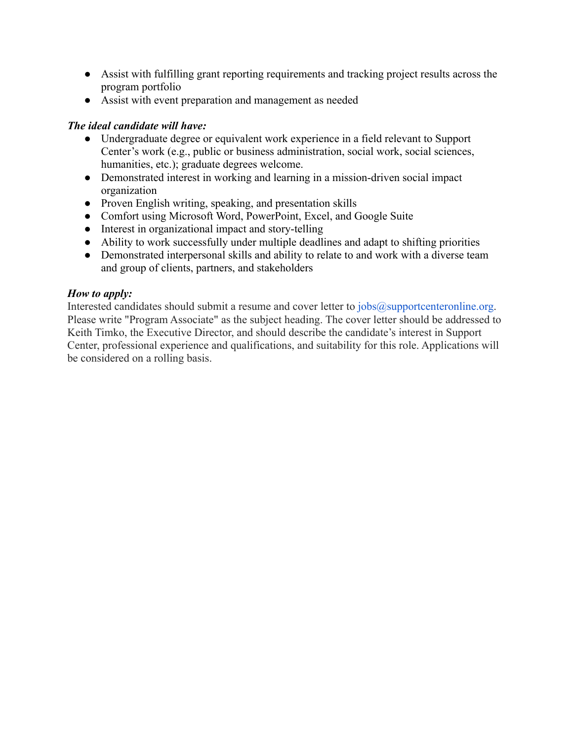- Assist with fulfilling grant reporting requirements and tracking project results across the program portfolio
- Assist with event preparation and management as needed

***The ideal candidate will have:***

- Undergraduate degree or equivalent work experience in a field relevant to Support Center's work (e.g., public or business administration, social work, social sciences, humanities, etc.); graduate degrees welcome.
- Demonstrated interest in working and learning in a mission-driven social impact organization
- Proven English writing, speaking, and presentation skills
- Comfort using Microsoft Word, PowerPoint, Excel, and Google Suite
- Interest in organizational impact and story-telling
- Ability to work successfully under multiple deadlines and adapt to shifting priorities
- Demonstrated interpersonal skills and ability to relate to and work with a diverse team and group of clients, partners, and stakeholders

***How to apply:***

Interested candidates should submit a resume and cover letter to jobs@supportcenteronline.org. Please write "Program Associate" as the subject heading. The cover letter should be addressed to Keith Timko, the Executive Director, and should describe the candidate's interest in Support Center, professional experience and qualifications, and suitability for this role. Applications will be considered on a rolling basis.